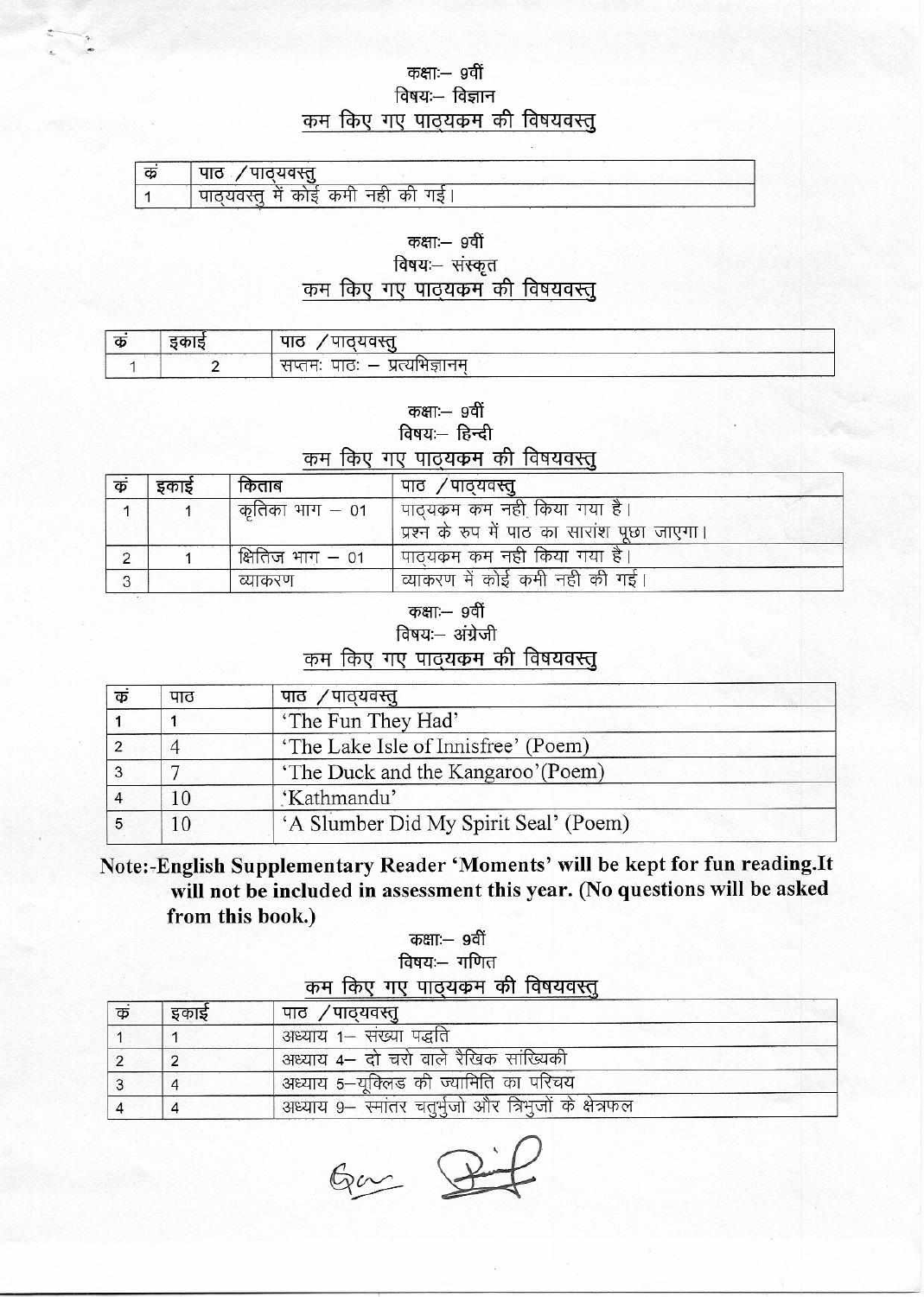कक्षाः– 9वीं

विषयः– विज्ञान

## कम किए गए पाठ्यक्रम की विषयवस्तु

| क्रं | पाठ /पाठ्यवस्तु |
|---|---|
| 1 | पाठ्यवस्तु में कोई कमी नही की गई। |

कक्षाः– 9वीं

विषयः– संस्कृत

## कम किए गए पाठ्यक्रम की विषयवस्तु

| क्रं | इकाई | पाठ /पाठ्यवस्तु |
|---|---|---|
| 1 | 2 | सप्तमः पाठः – प्रत्यभिज्ञानम् |

कक्षाः– 9वीं

विषयः– हिन्दी

## कम किए गए पाठ्यक्रम की विषयवस्तु

| क्रं | इकाई | किताब | पाठ /पाठ्यवस्तु |
|---|---|---|---|
| 1 | 1 | कृतिका भाग – 01 | पाठ्यक्रम कम नही किया गया है। प्रश्न के रुप में पाठ का सारांश पूछा जाएगा। |
| 2 | 1 | क्षितिज भाग – 01 | पाठ्यक्रम कम नही किया गया है। |
| 3 | | व्याकरण | व्याकरण में कोई कमी नही की गई। |

कक्षाः– 9वीं

विषयः– अंग्रेजी

## कम किए गए पाठ्यक्रम की विषयवस्तु

| क्रं | पाठ | पाठ /पाठ्यवस्तु |
|---|---|---|
| 1 | 1 | 'The Fun They Had' |
| 2 | 4 | 'The Lake Isle of Innisfree' (Poem) |
| 3 | 7 | 'The Duck and the Kangaroo'(Poem) |
| 4 | 10 | 'Kathmandu' |
| 5 | 10 | 'A Slumber Did My Spirit Seal' (Poem) |

**Note:-English Supplementary Reader 'Moments' will be kept for fun reading.It will not be included in assessment this year. (No questions will be asked from this book.)**

कक्षाः– 9वीं

विषयः– गणित

## कम किए गए पाठ्यक्रम की विषयवस्तु

| क्रं | इकाई | पाठ /पाठ्यवस्तु |
|---|---|---|
| 1 | 1 | अध्याय 1– संख्या पद्धति |
| 2 | 2 | अध्याय 4– दो चरों वाले रैखिक सांख्यिकी |
| 3 | 4 | अध्याय 5–यूक्लिड की ज्यामिति का परिचय |
| 4 | 4 | अध्याय 9– समांतर चतुर्भुजो और त्रिभुजों के क्षेत्रफल |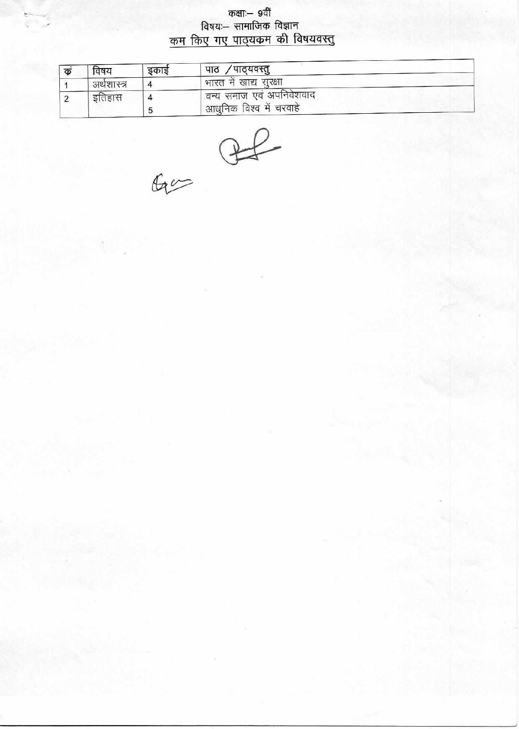# कक्षाः– 9वीं

## विषयः– सामाजिक विज्ञान

## कम किए गए पाठ्यक्रम की विषयवस्तु

| क्रं | विषय | इकाई | पाठ / पाठ्यवस्तु |
|---|---|---|---|
| 1 | अर्थशास्त्र | 4 | भारत में खाद्य सुरक्षा |
| 2 | इतिहास | 4 | वन्य समाज एवं अपनिवेशवाद |
| | | 5 | आधुनिक विश्व में चरवाहे |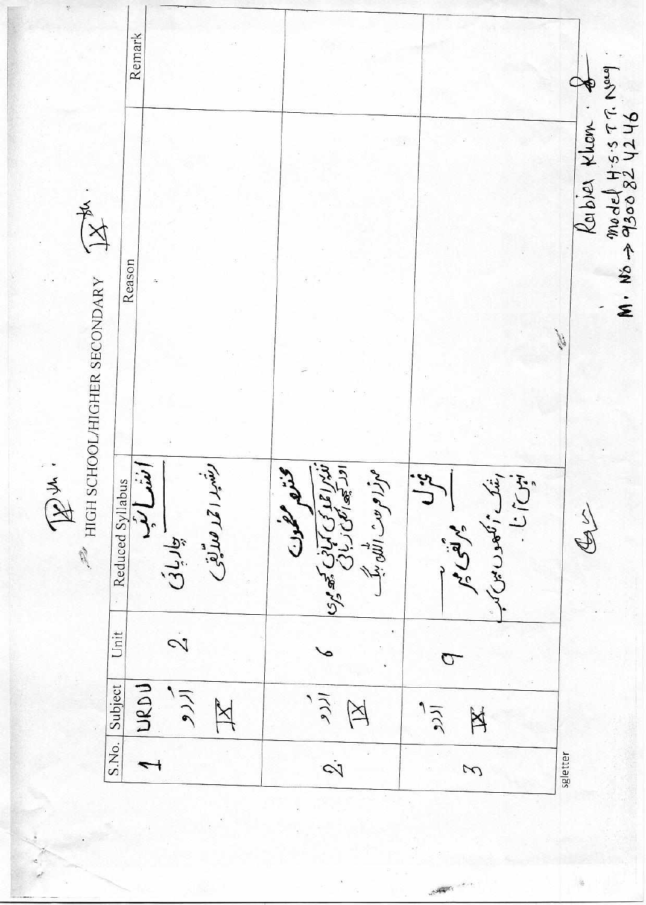# HIGH SCHOOL/HIGHER SECONDARY IX

| S.No. | Subject | Unit | Reduced Syllabus | Reason | Remark |
|---|---|---|---|---|---|
| 1 | URDU اردو IX | 2 | انشائیہ<br>چارپائی<br>رشید احمد صدیقی | | |
| 2. | اردو IX | 6 | مختصر مضمون<br>نذیر احمد کی کہانی کچھ میری اور کچھ ان کی زبانی<br>مرزا فرحت اللہ بیگ | | |
| 3 | اردو IX | 9 | غزل<br>میر تقی میر<br>رشک آنکھوں میں کب نہیں آتا | | |

Rabiea Khan
Model H.S.S T.T. Nagar
M. No → 9300824246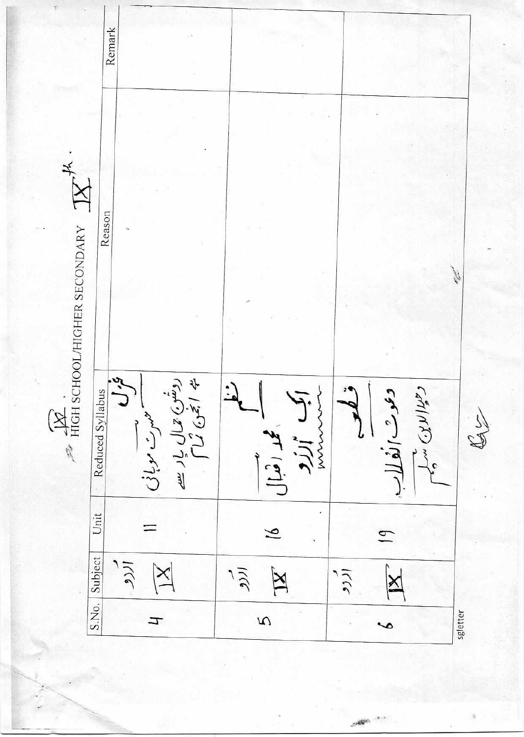IX

HIGH SCHOOL/HIGHER SECONDARY IX[th]

| S.No. | Subject | Unit | Reduced Syllabus | Reason | Remark |
|---|---|---|---|---|---|
| 4 | اردو IX | 11 | غزل — حسرت موہانی — روشن جمالِ یار سے ہے انجمن تمام | | |
| 5 | اردو IX | 16 | نظم — محمد اقبال — ایک آرزو | | |
| 6 | اردو IX | 19 | قطعہ — دعوتِ انقلاب — وحیدالدین سلیم | | |

sgletter